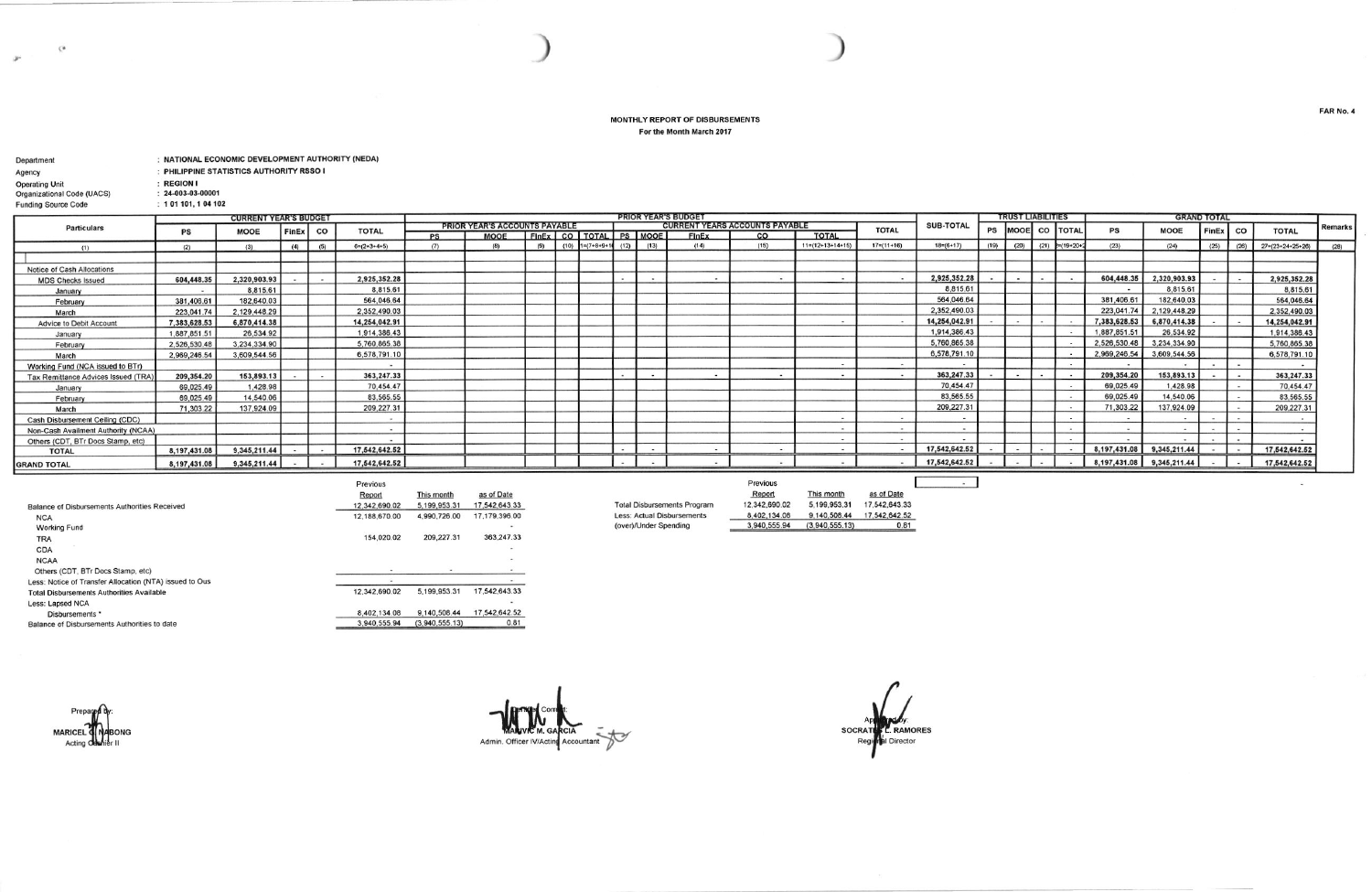FAR No. 4

# MONTHLY REPORT OF DISBURSEMENTS

For the Month March 2017

Department : NATIONAL ECONOMIC DEVELOPMENT AUTHORITY (NEDA)
Agency : PHILIPPINE STATISTICS AUTHORITY RSSO I
Operating Unit : REGION I
Organizational Code (UACS) : 24-003-03-00001
Funding Source Code : 1 01 101, 1 04 102

| Particulars | CURRENT YEAR'S BUDGET | | | | | PRIOR YEAR'S BUDGET | | | | | | | | | | | | SUB-TOTAL | TRUST LIABILITIES | | | | GRAND TOTAL | | | | | Remarks |
|---|---|---|---|---|---|---|---|---|---|---|---|---|---|---|---|---|---|---|---|---|---|---|---|---|---|---|---|---|
| | | | | | | PRIOR YEAR'S ACCOUNTS PAYABLE | | | | | CURRENT YEARS ACCOUNTS PAYABLE | | | | | | TOTAL | | | | | | | | | | | |
| | PS | MOOE | FinEx | CO | TOTAL | PS | MOOE | FinEx | CO | TOTAL | PS | MOOE | FinEx | CO | TOTAL | | | | PS | MOOE | CO | TOTAL | PS | MOOE | FinEx | CO | TOTAL | |
| (1) | (2) | (3) | (4) | (5) | 6=(2+3+4+5) | (7) | (8) | (9) | (10) | 11=(7+8+9+10) | (12) | (13) | (14) | (15) | 11=(12+13+14+15) | 17=(11+16) | 18=(6+17) | (19) | (20) | (21) | 22=(19+20+21) | (23) | (24) | (25) | (26) | 27=(23+24+25+26) | (28) |
| Notice of Cash Allocations | | | | | | | | | | | | | | | | | | | | | | | | | | | | |
| MDS Checks Issued | 604,448.35 | 2,320,903.93 | - | - | 2,925,352.28 | | | | | | - | - | - | - | - | - | 2,925,352.28 | - | - | - | - | 604,448.35 | 2,320,903.93 | - | - | 2,925,352.28 | |
| January | - | 8,815.61 | | | 8,815.61 | | | | | | | | | | | | 8,815.61 | | | | | - | 8,815.61 | | | 8,815.61 | |
| February | 381,406.61 | 182,640.03 | | | 564,046.64 | | | | | | | | | | | | 564,046.64 | | | | | 381,406.61 | 182,640.03 | | | 564,046.64 | |
| March | 223,041.74 | 2,129,448.29 | | | 2,352,490.03 | | | | | | | | | | | | 2,352,490.03 | | | | | 223,041.74 | 2,129,448.29 | | | 2,352,490.03 | |
| Advice to Debit Account | 7,383,628.53 | 6,870,414.38 | | | 14,254,042.91 | | | | | | | | | | - | - | 14,254,042.91 | - | - | - | - | 7,383,628.53 | 6,870,414.38 | - | - | 14,254,042.91 | |
| January | 1,887,851.51 | 26,534.92 | | | 1,914,386.43 | | | | | | | | | | | | 1,914,386.43 | | | | - | 1,887,851.51 | 26,534.92 | | | 1,914,386.43 | |
| February | 2,526,530.48 | 3,234,334.90 | | | 5,760,865.38 | | | | | | | | | | | | 5,760,865.38 | | | | - | 2,526,530.48 | 3,234,334.90 | | | 5,760,865.38 | |
| March | 2,969,246.54 | 3,609,544.56 | | | 6,578,791.10 | | | | | | | | | | | | 6,578,791.10 | | | | - | 2,969,246.54 | 3,609,544.56 | | | 6,578,791.10 | |
| Working Fund (NCA issued to BTr) | | | | | - | | | | | | | | | | - | - | - | | | | - | - | - | - | - | - | |
| Tax Remittance Advices Issued (TRA) | 209,354.20 | 153,893.13 | - | - | 363,247.33 | | | | | | - | - | - | - | - | - | 363,247.33 | - | - | - | - | 209,354.20 | 153,893.13 | - | - | 363,247.33 | |
| January | 69,025.49 | 1,428.98 | | | 70,454.47 | | | | | | | | | | | | 70,454.47 | | | | - | 69,025.49 | 1,428.98 | | - | 70,454.47 | |
| February | 69,025.49 | 14,540.06 | | | 83,565.55 | | | | | | | | | | | | 83,565.55 | | | | - | 69,025.49 | 14,540.06 | | - | 83,565.55 | |
| March | 71,303.22 | 137,924.09 | | | 209,227.31 | | | | | | | | | | | | 209,227.31 | | | | - | 71,303.22 | 137,924.09 | | - | 209,227.31 | |
| Cash Disbursement Ceiling (CDC) | | | | | - | | | | | | | | | | - | - | - | | | | - | - | - | - | - | - | |
| Non-Cash Availment Authority (NCAA) | | | | | - | | | | | | | | | | - | - | - | | | | - | - | - | - | - | - | |
| Others (CDT, BTr Docs Stamp, etc) | | | | | - | | | | | | | | | | - | - | - | | | | - | - | - | - | - | - | |
| TOTAL | 8,197,431.08 | 9,345,211.44 | - | - | 17,542,642.52 | | | | | | - | - | - | - | - | - | 17,542,642.52 | - | - | - | - | 8,197,431.08 | 9,345,211.44 | - | - | 17,542,642.52 | |
| GRAND TOTAL | 8,197,431.08 | 9,345,211.44 | - | - | 17,542,642.52 | | | | | | - | - | - | - | - | - | 17,542,642.52 | - | - | - | - | 8,197,431.08 | 9,345,211.44 | - | - | 17,542,642.52 | |

| | Previous Report | This month | as of Date |
|---|---|---|---|
| Balance of Disbursements Authorities Received | 12,342,690.02 | 5,199,953.31 | 17,542,643.33 |
| NCA | 12,188,670.00 | 4,990,726.00 | 17,179,396.00 |
| Working Fund | | | - |
| TRA | 154,020.02 | 209,227.31 | 363,247.33 |
| CDA | | | - |
| NCAA | | | - |
| Others (CDT, BTr Docs Stamp, etc) | - | - | - |
| Less: Notice of Transfer Allocation (NTA) issued to Ous | - | | - |
| Total Disbursements Authorities Available | 12,342,690.02 | 5,199,953.31 | 17,542,643.33 |
| Less: Lapsed NCA | | | |
| Disbursements * | 8,402,134.08 | 9,140,508.44 | 17,542,642.52 |
| Balance of Disbursements Authorities to date | 3,940,555.94 | (3,940,555.13) | 0.81 |

| | Previous Report | This month | as of Date |
|---|---|---|---|
| Total Disbursements Program | 12,342,690.02 | 5,199,953.31 | 17,542,643.33 |
| Less: Actual Disbursements | 8,402,134.08 | 9,140,508.44 | 17,542,642.52 |
| (over)/Under Spending | 3,940,555.94 | (3,940,555.13) | 0.81 |

Prepared By:
MARICEL G. NABONG
Acting Cashier II

Certified Correct:
MARVIC M. GARCIA
Admin. Officer IV/Acting Accountant

Approved by:
SOCRATES L. RAMORES
Regional Director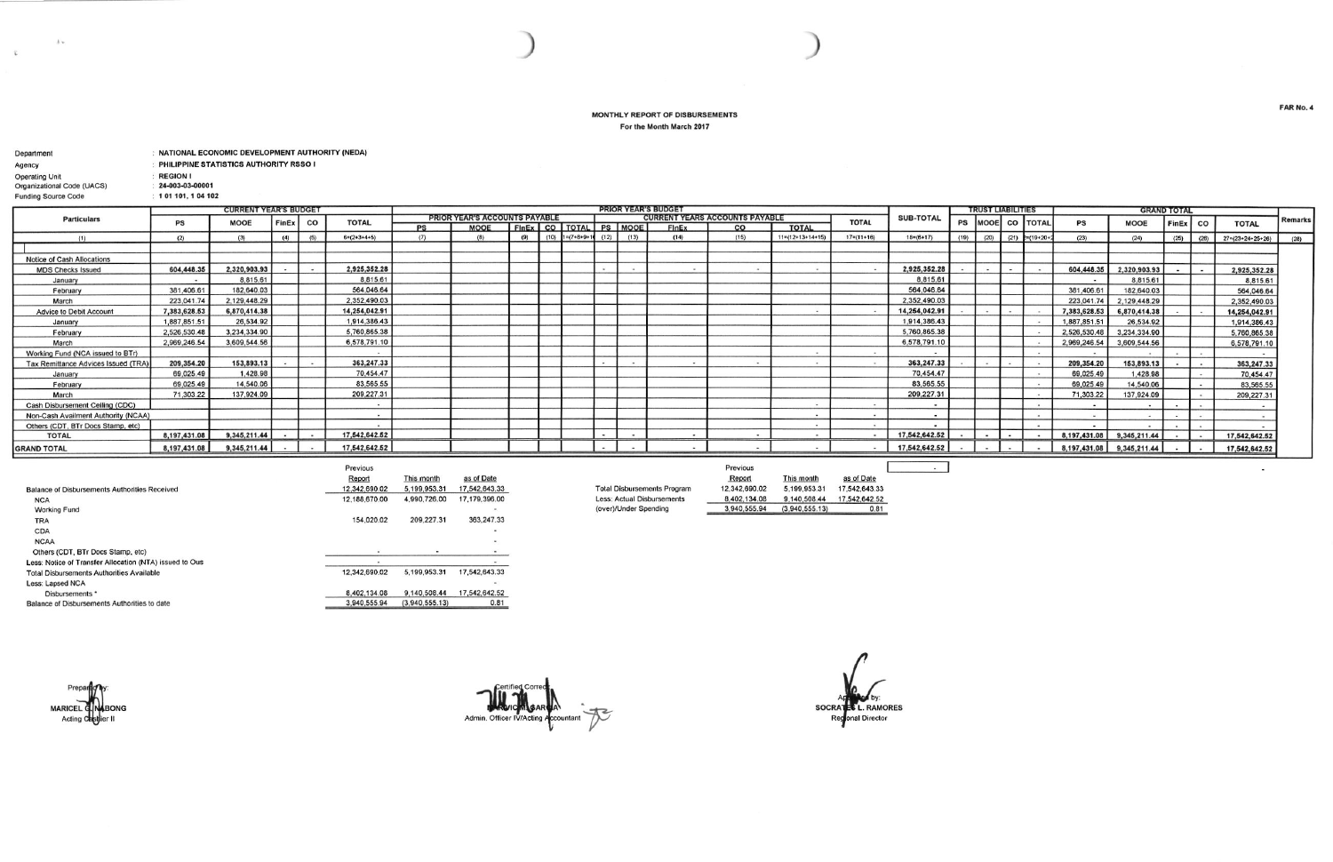FAR No. 4

**MONTHLY REPORT OF DISBURSEMENTS**
**For the Month March 2017**

Department : NATIONAL ECONOMIC DEVELOPMENT AUTHORITY (NEDA)
Agency : PHILIPPINE STATISTICS AUTHORITY RSSO I
Operating Unit : REGION I
Organizational Code (UACS) : 24-003-03-00001
Funding Source Code : 1 01 101, 1 04 102

| Particulars | CURRENT YEAR'S BUDGET | | | | | PRIOR YEAR'S BUDGET | | | | | | | | | | | | SUB-TOTAL | TRUST LIABILITIES | | | | GRAND TOTAL | | | | | Remarks |
|---|---|---|---|---|---|---|---|---|---|---|---|---|---|---|---|---|---|---|---|---|---|---|---|---|---|---|---|---|
| | PS | MOOE | FinEx | CO | TOTAL | PRIOR YEAR'S ACCOUNTS PAYABLE | | | | | CURRENT YEARS ACCOUNTS PAYABLE | | | | | TOTAL | | | PS | MOOE | CO | TOTAL | PS | MOOE | FinEx | CO | TOTAL | |
| | | | | | | PS | MOOE | FinEx | CO | TOTAL | PS | MOOE | FinEx | CO | TOTAL | | | | | | | | | | | | | |
| (1) | (2) | (3) | (4) | (5) | 6=(2+3+4+5) | (7) | (8) | (9) | (10) | 11=(7+8+9+10) | (12) | (13) | (14) | (15) | 11=(12+13+14+15) | 17=(11+16) | 18=(6+17) | (19) | (20) | (21) | 22=(19+20+21) | (23) | (24) | (25) | (26) | 27=(23+24+25+26) | (28) |
| Notice of Cash Allocations | | | | | | | | | | | | | | | | | | | | | | | | | | | | |
| MDS Checks Issued | 604,448.35 | 2,320,903.93 | - | - | 2,925,352.28 | | | | | | - | - | - | - | - | - | 2,925,352.28 | - | - | - | - | 604,448.35 | 2,320,903.93 | - | - | 2,925,352.28 | |
| January | - | 8,815.61 | | | 8,815.61 | | | | | | | | | | | | 8,815.61 | | | | | - | 8,815.61 | | | 8,815.61 | |
| February | 381,406.61 | 182,640.03 | | | 564,046.64 | | | | | | | | | | | | 564,046.64 | | | | | 381,406.61 | 182,640.03 | | | 564,046.64 | |
| March | 223,041.74 | 2,129,448.29 | | | 2,352,490.03 | | | | | | | | | | | | 2,352,490.03 | | | | | 223,041.74 | 2,129,448.29 | | | 2,352,490.03 | |
| Advice to Debit Account | 7,383,628.53 | 6,870,414.38 | | | 14,254,042.91 | | | | | | | | | | - | - | 14,254,042.91 | - | - | - | - | 7,383,628.53 | 6,870,414.38 | - | - | 14,254,042.91 | |
| January | 1,887,851.51 | 26,534.92 | | | 1,914,386.43 | | | | | | | | | | | | 1,914,386.43 | | | | - | 1,887,851.51 | 26,534.92 | | | 1,914,386.43 | |
| February | 2,526,530.48 | 3,234,334.90 | | | 5,760,865.38 | | | | | | | | | | | | 5,760,865.38 | | | | - | 2,526,530.48 | 3,234,334.90 | | | 5,760,865.38 | |
| March | 2,969,246.54 | 3,609,544.56 | | | 6,578,791.10 | | | | | | | | | | | | 6,578,791.10 | | | | - | 2,969,246.54 | 3,609,544.56 | | | 6,578,791.10 | |
| Working Fund (NCA issued to BTr) | | | | | - | | | | | | | | | | - | - | - | | | | - | - | - | - | - | - | |
| Tax Remittance Advices Issued (TRA) | 209,354.20 | 153,893.13 | - | - | 363,247.33 | | | | | | - | - | - | - | - | - | 363,247.33 | - | - | - | - | 209,354.20 | 153,893.13 | - | - | 363,247.33 | |
| January | 69,025.49 | 1,428.98 | | | 70,454.47 | | | | | | | | | | | | 70,454.47 | | | | - | 69,025.49 | 1,428.98 | | - | 70,454.47 | |
| February | 69,025.49 | 14,540.06 | | | 83,565.55 | | | | | | | | | | | | 83,565.55 | | | | - | 69,025.49 | 14,540.06 | | - | 83,565.55 | |
| March | 71,303.22 | 137,924.09 | | | 209,227.31 | | | | | | | | | | | | 209,227.31 | | | | - | 71,303.22 | 137,924.09 | | - | 209,227.31 | |
| Cash Disbursement Ceiling (CDC) | | | | | - | | | | | | | | | | - | - | - | | | | - | - | - | - | - | - | |
| Non-Cash Availment Authority (NCAA) | | | | | - | | | | | | | | | | - | - | - | | | | - | - | - | - | - | - | |
| Others (CDT, BTr Docs Stamp, etc) | | | | | - | | | | | | | | | | - | - | - | | | | - | - | - | - | - | - | |
| TOTAL | 8,197,431.08 | 9,345,211.44 | - | - | 17,542,642.52 | | | | | | - | - | - | - | - | - | 17,542,642.52 | - | - | - | - | 8,197,431.08 | 9,345,211.44 | - | - | 17,542,642.52 | |
| GRAND TOTAL | 8,197,431.08 | 9,345,211.44 | - | - | 17,542,642.52 | | | | | | - | - | - | - | - | - | 17,542,642.52 | - | - | - | - | 8,197,431.08 | 9,345,211.44 | - | - | 17,542,642.52 | |

| | Previous Report | This month | as of Date |
|---|---|---|---|
| Balance of Disbursements Authorities Received | 12,342,690.02 | 5,199,953.31 | 17,542,643.33 |
| NCA | 12,188,670.00 | 4,990,726.00 | 17,179,396.00 |
| Working Fund | | | - |
| TRA | 154,020.02 | 209,227.31 | 363,247.33 |
| CDA | | | - |
| NCAA | | | - |
| Others (CDT, BTr Docs Stamp, etc) | - | - | - |
| Less: Notice of Transfer Allocation (NTA) issued to Ous | - | | - |
| Total Disbursements Authorities Available | 12,342,690.02 | 5,199,953.31 | 17,542,643.33 |
| Less: Lapsed NCA | | | - |
| Disbursements * | 8,402,134.08 | 9,140,508.44 | 17,542,642.52 |
| Balance of Disbursements Authorities to date | 3,940,555.94 | (3,940,555.13) | 0.81 |

| | Previous Report | This month | as of Date |
|---|---|---|---|
| Total Disbursements Program | 12,342,690.02 | 5,199,953.31 | 17,542,643.33 |
| Less: Actual Disbursements | 8,402,134.08 | 9,140,508.44 | 17,542,642.52 |
| (over)/Under Spending | 3,940,555.94 | (3,940,555.13) | 0.81 |

Prepared by:
MARICEL G. NABONG
Acting Cashier II

Certified Correct:
MARICEL GARCIA
Admin. Officer IV/Acting Accountant

Approved by:
SOCRATES L. RAMORES
Regional Director